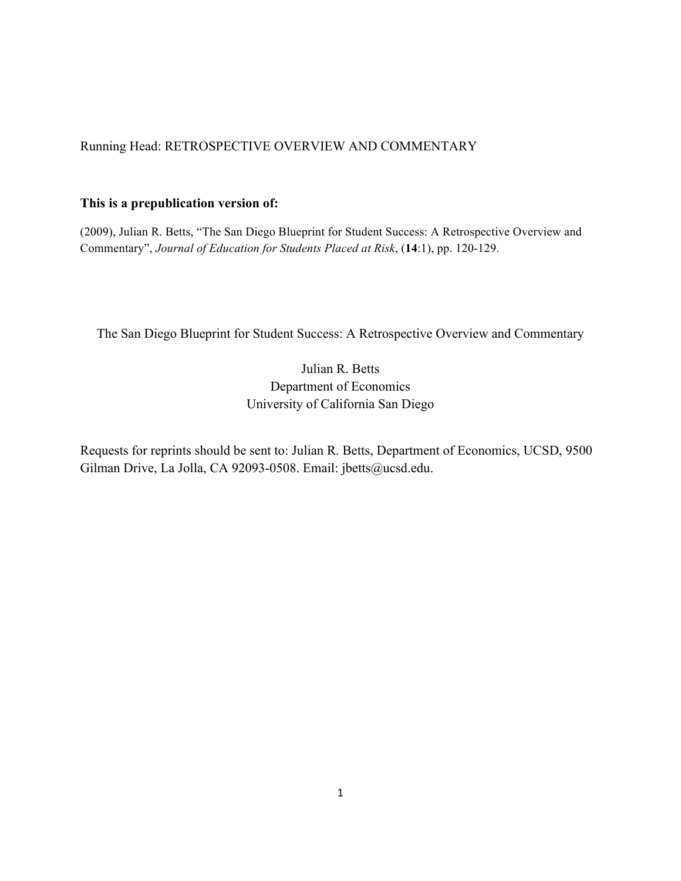Running Head: RETROSPECTIVE OVERVIEW AND COMMENTARY

**This is a prepublication version of:**

(2009), Julian R. Betts, "The San Diego Blueprint for Student Success: A Retrospective Overview and Commentary", *Journal of Education for Students Placed at Risk*, (**14**:1), pp. 120-129.

# The San Diego Blueprint for Student Success: A Retrospective Overview and Commentary

Julian R. Betts
Department of Economics
University of California San Diego

Requests for reprints should be sent to: Julian R. Betts, Department of Economics, UCSD, 9500 Gilman Drive, La Jolla, CA 92093-0508. Email: jbetts@ucsd.edu.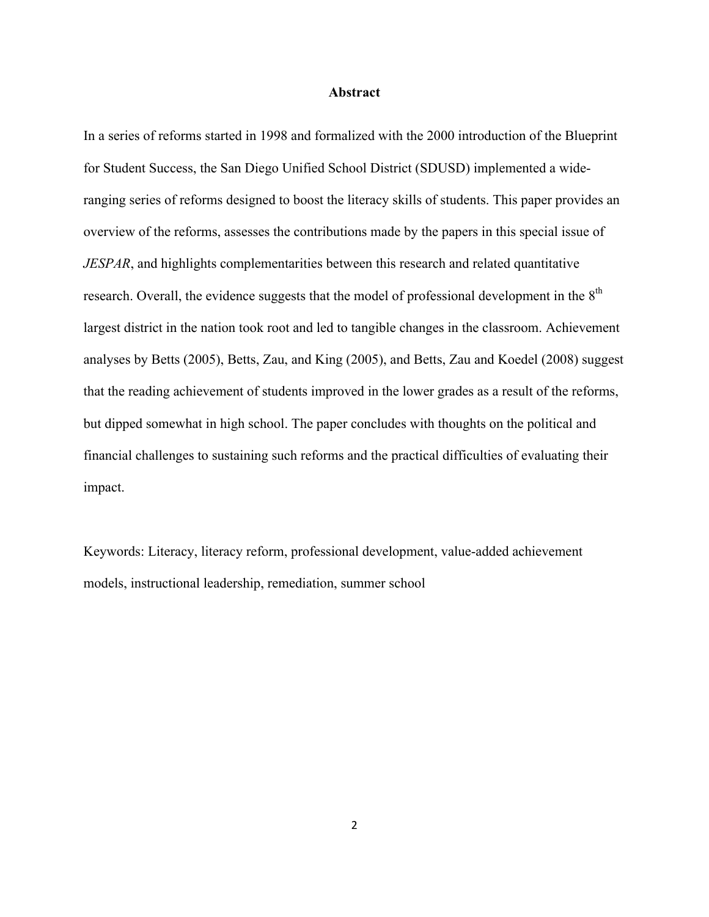# Abstract

In a series of reforms started in 1998 and formalized with the 2000 introduction of the Blueprint for Student Success, the San Diego Unified School District (SDUSD) implemented a wide-ranging series of reforms designed to boost the literacy skills of students. This paper provides an overview of the reforms, assesses the contributions made by the papers in this special issue of *JESPAR*, and highlights complementarities between this research and related quantitative research. Overall, the evidence suggests that the model of professional development in the 8th largest district in the nation took root and led to tangible changes in the classroom. Achievement analyses by Betts (2005), Betts, Zau, and King (2005), and Betts, Zau and Koedel (2008) suggest that the reading achievement of students improved in the lower grades as a result of the reforms, but dipped somewhat in high school. The paper concludes with thoughts on the political and financial challenges to sustaining such reforms and the practical difficulties of evaluating their impact.

Keywords: Literacy, literacy reform, professional development, value-added achievement models, instructional leadership, remediation, summer school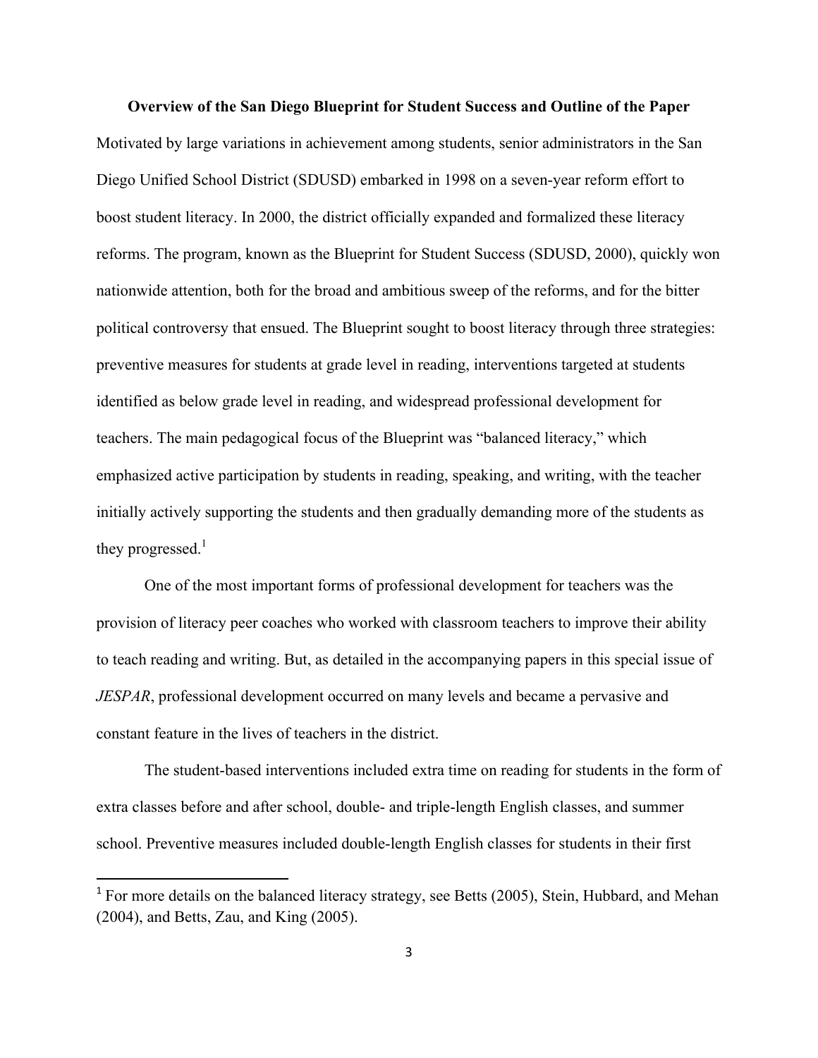## Overview of the San Diego Blueprint for Student Success and Outline of the Paper

Motivated by large variations in achievement among students, senior administrators in the San Diego Unified School District (SDUSD) embarked in 1998 on a seven-year reform effort to boost student literacy. In 2000, the district officially expanded and formalized these literacy reforms. The program, known as the Blueprint for Student Success (SDUSD, 2000), quickly won nationwide attention, both for the broad and ambitious sweep of the reforms, and for the bitter political controversy that ensued. The Blueprint sought to boost literacy through three strategies: preventive measures for students at grade level in reading, interventions targeted at students identified as below grade level in reading, and widespread professional development for teachers. The main pedagogical focus of the Blueprint was "balanced literacy," which emphasized active participation by students in reading, speaking, and writing, with the teacher initially actively supporting the students and then gradually demanding more of the students as they progressed.[1]

One of the most important forms of professional development for teachers was the provision of literacy peer coaches who worked with classroom teachers to improve their ability to teach reading and writing. But, as detailed in the accompanying papers in this special issue of *JESPAR*, professional development occurred on many levels and became a pervasive and constant feature in the lives of teachers in the district.

The student-based interventions included extra time on reading for students in the form of extra classes before and after school, double- and triple-length English classes, and summer school. Preventive measures included double-length English classes for students in their first

---

[1] For more details on the balanced literacy strategy, see Betts (2005), Stein, Hubbard, and Mehan (2004), and Betts, Zau, and King (2005).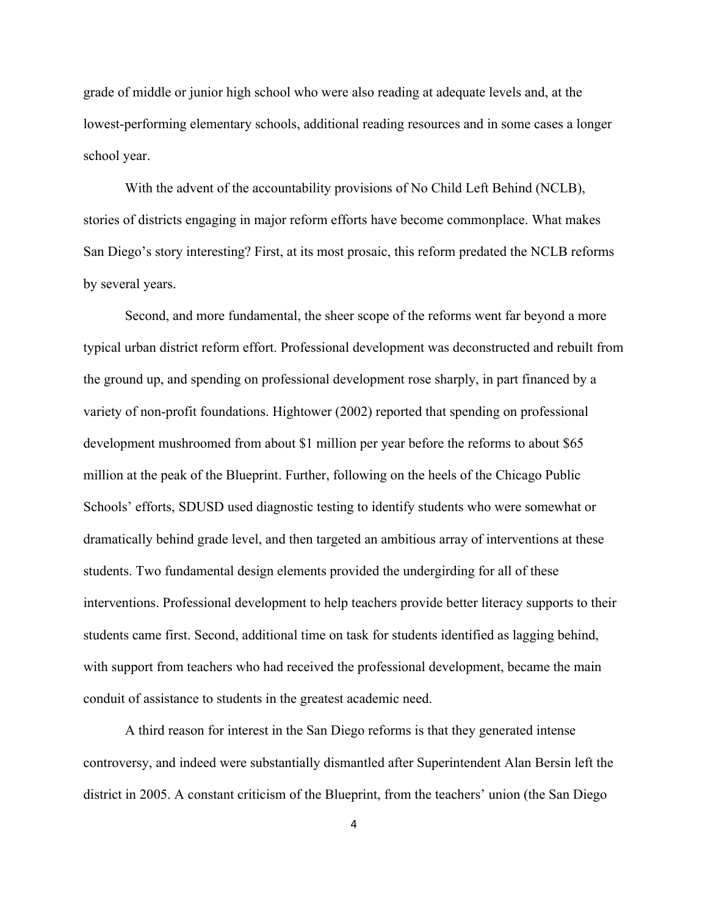grade of middle or junior high school who were also reading at adequate levels and, at the lowest-performing elementary schools, additional reading resources and in some cases a longer school year.

With the advent of the accountability provisions of No Child Left Behind (NCLB), stories of districts engaging in major reform efforts have become commonplace. What makes San Diego's story interesting? First, at its most prosaic, this reform predated the NCLB reforms by several years.

Second, and more fundamental, the sheer scope of the reforms went far beyond a more typical urban district reform effort. Professional development was deconstructed and rebuilt from the ground up, and spending on professional development rose sharply, in part financed by a variety of non-profit foundations. Hightower (2002) reported that spending on professional development mushroomed from about \$1 million per year before the reforms to about \$65 million at the peak of the Blueprint. Further, following on the heels of the Chicago Public Schools' efforts, SDUSD used diagnostic testing to identify students who were somewhat or dramatically behind grade level, and then targeted an ambitious array of interventions at these students. Two fundamental design elements provided the undergirding for all of these interventions. Professional development to help teachers provide better literacy supports to their students came first. Second, additional time on task for students identified as lagging behind, with support from teachers who had received the professional development, became the main conduit of assistance to students in the greatest academic need.

A third reason for interest in the San Diego reforms is that they generated intense controversy, and indeed were substantially dismantled after Superintendent Alan Bersin left the district in 2005. A constant criticism of the Blueprint, from the teachers' union (the San Diego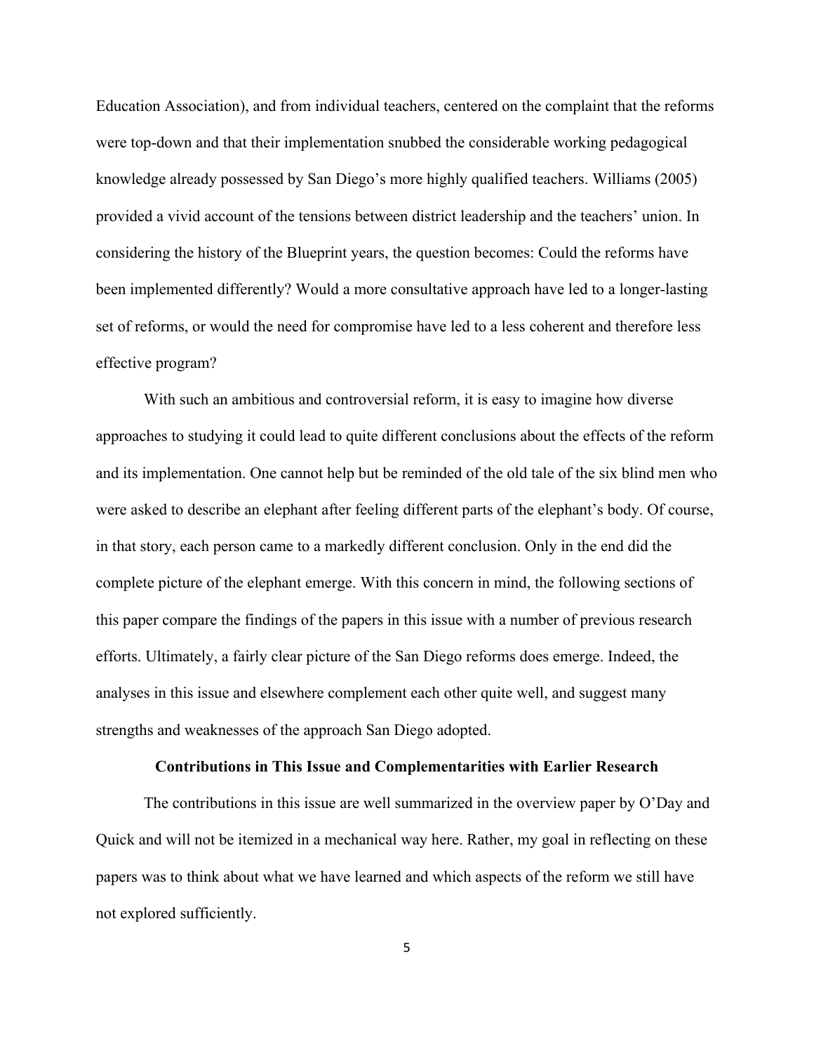Education Association), and from individual teachers, centered on the complaint that the reforms were top-down and that their implementation snubbed the considerable working pedagogical knowledge already possessed by San Diego's more highly qualified teachers. Williams (2005) provided a vivid account of the tensions between district leadership and the teachers' union. In considering the history of the Blueprint years, the question becomes: Could the reforms have been implemented differently? Would a more consultative approach have led to a longer-lasting set of reforms, or would the need for compromise have led to a less coherent and therefore less effective program?

With such an ambitious and controversial reform, it is easy to imagine how diverse approaches to studying it could lead to quite different conclusions about the effects of the reform and its implementation. One cannot help but be reminded of the old tale of the six blind men who were asked to describe an elephant after feeling different parts of the elephant's body. Of course, in that story, each person came to a markedly different conclusion. Only in the end did the complete picture of the elephant emerge. With this concern in mind, the following sections of this paper compare the findings of the papers in this issue with a number of previous research efforts. Ultimately, a fairly clear picture of the San Diego reforms does emerge. Indeed, the analyses in this issue and elsewhere complement each other quite well, and suggest many strengths and weaknesses of the approach San Diego adopted.

## Contributions in This Issue and Complementarities with Earlier Research

The contributions in this issue are well summarized in the overview paper by O'Day and Quick and will not be itemized in a mechanical way here. Rather, my goal in reflecting on these papers was to think about what we have learned and which aspects of the reform we still have not explored sufficiently.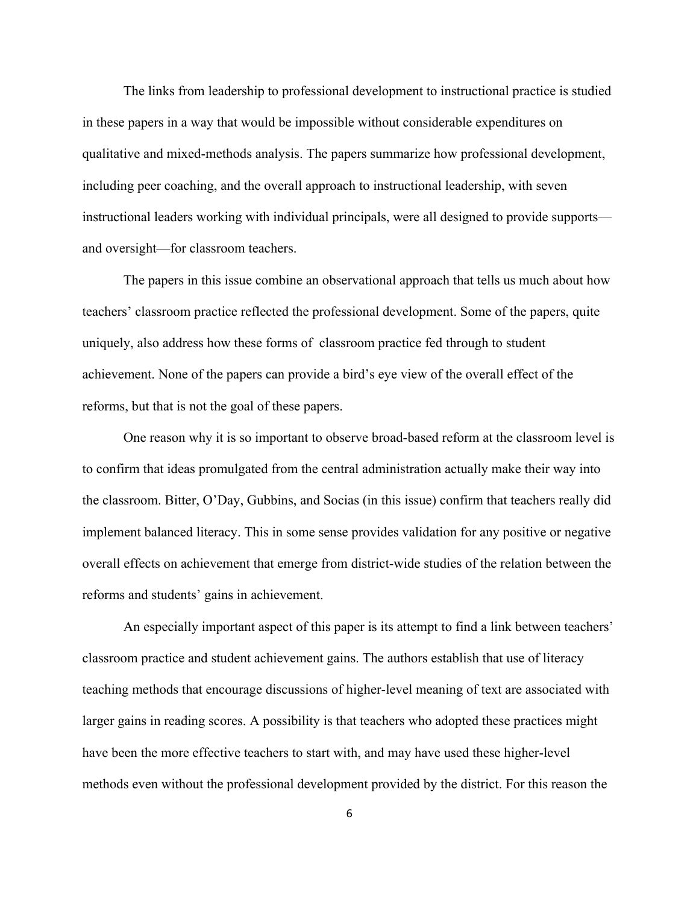The links from leadership to professional development to instructional practice is studied in these papers in a way that would be impossible without considerable expenditures on qualitative and mixed-methods analysis. The papers summarize how professional development, including peer coaching, and the overall approach to instructional leadership, with seven instructional leaders working with individual principals, were all designed to provide supports—and oversight—for classroom teachers.

The papers in this issue combine an observational approach that tells us much about how teachers' classroom practice reflected the professional development. Some of the papers, quite uniquely, also address how these forms of classroom practice fed through to student achievement. None of the papers can provide a bird's eye view of the overall effect of the reforms, but that is not the goal of these papers.

One reason why it is so important to observe broad-based reform at the classroom level is to confirm that ideas promulgated from the central administration actually make their way into the classroom. Bitter, O'Day, Gubbins, and Socias (in this issue) confirm that teachers really did implement balanced literacy. This in some sense provides validation for any positive or negative overall effects on achievement that emerge from district-wide studies of the relation between the reforms and students' gains in achievement.

An especially important aspect of this paper is its attempt to find a link between teachers' classroom practice and student achievement gains. The authors establish that use of literacy teaching methods that encourage discussions of higher-level meaning of text are associated with larger gains in reading scores. A possibility is that teachers who adopted these practices might have been the more effective teachers to start with, and may have used these higher-level methods even without the professional development provided by the district. For this reason the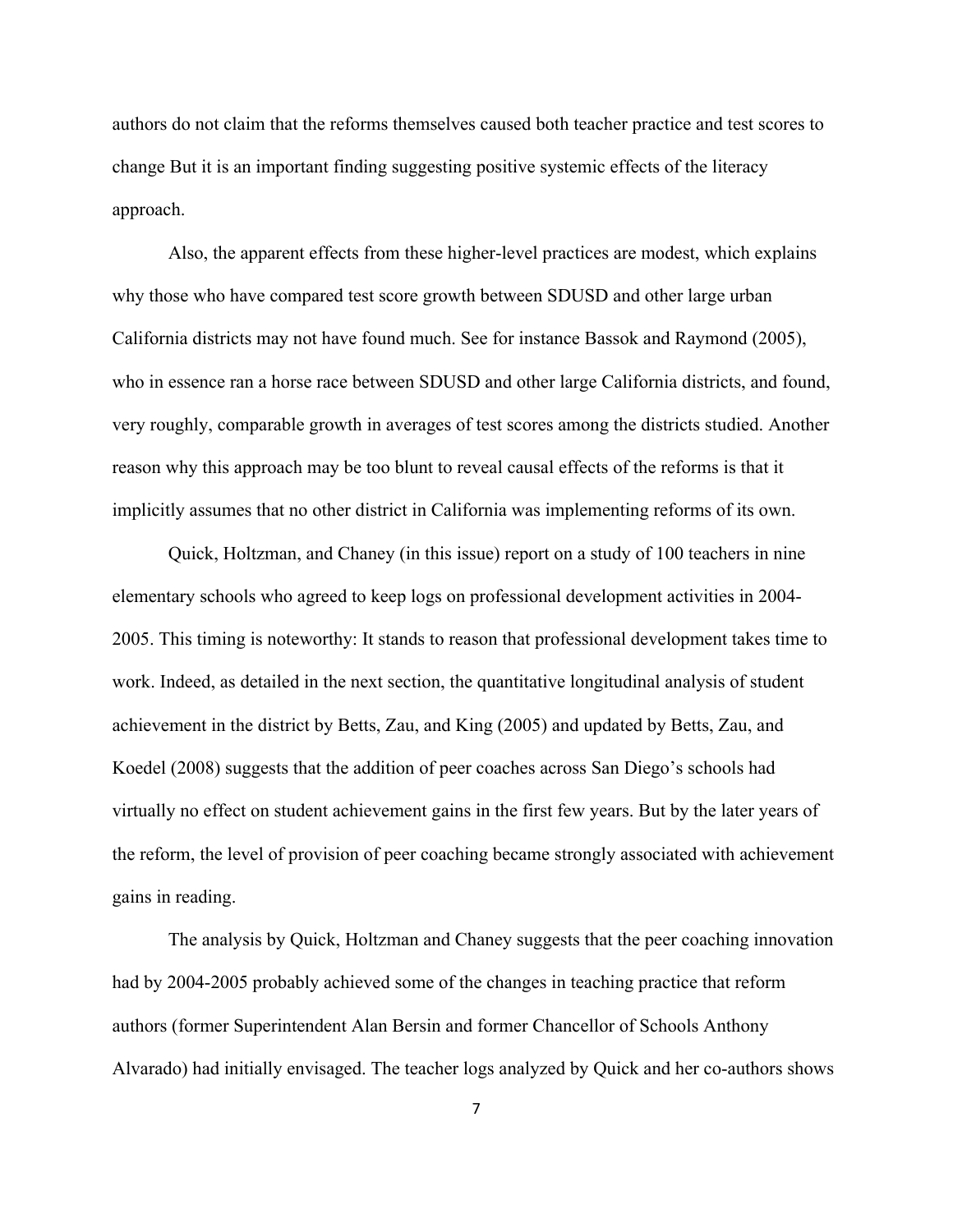authors do not claim that the reforms themselves caused both teacher practice and test scores to change But it is an important finding suggesting positive systemic effects of the literacy approach.

Also, the apparent effects from these higher-level practices are modest, which explains why those who have compared test score growth between SDUSD and other large urban California districts may not have found much. See for instance Bassok and Raymond (2005), who in essence ran a horse race between SDUSD and other large California districts, and found, very roughly, comparable growth in averages of test scores among the districts studied. Another reason why this approach may be too blunt to reveal causal effects of the reforms is that it implicitly assumes that no other district in California was implementing reforms of its own.

Quick, Holtzman, and Chaney (in this issue) report on a study of 100 teachers in nine elementary schools who agreed to keep logs on professional development activities in 2004-2005. This timing is noteworthy: It stands to reason that professional development takes time to work. Indeed, as detailed in the next section, the quantitative longitudinal analysis of student achievement in the district by Betts, Zau, and King (2005) and updated by Betts, Zau, and Koedel (2008) suggests that the addition of peer coaches across San Diego's schools had virtually no effect on student achievement gains in the first few years. But by the later years of the reform, the level of provision of peer coaching became strongly associated with achievement gains in reading.

The analysis by Quick, Holtzman and Chaney suggests that the peer coaching innovation had by 2004-2005 probably achieved some of the changes in teaching practice that reform authors (former Superintendent Alan Bersin and former Chancellor of Schools Anthony Alvarado) had initially envisaged. The teacher logs analyzed by Quick and her co-authors shows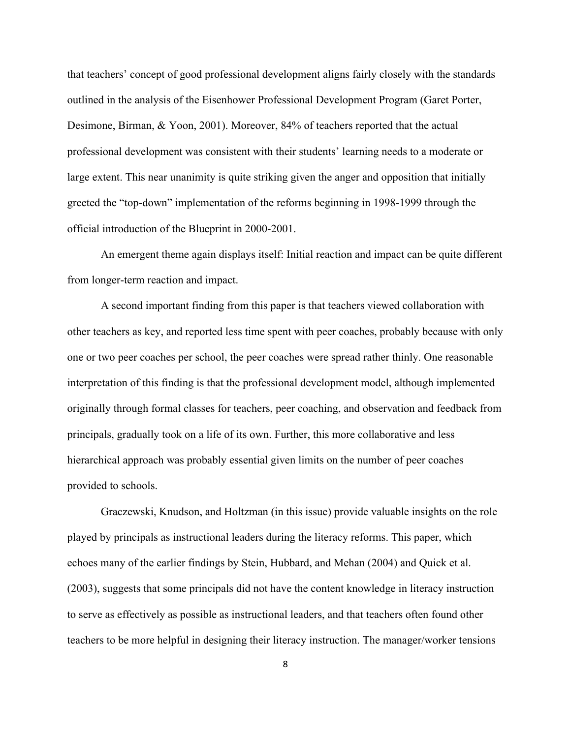that teachers' concept of good professional development aligns fairly closely with the standards outlined in the analysis of the Eisenhower Professional Development Program (Garet Porter, Desimone, Birman, & Yoon, 2001). Moreover, 84% of teachers reported that the actual professional development was consistent with their students' learning needs to a moderate or large extent. This near unanimity is quite striking given the anger and opposition that initially greeted the "top-down" implementation of the reforms beginning in 1998-1999 through the official introduction of the Blueprint in 2000-2001.

An emergent theme again displays itself: Initial reaction and impact can be quite different from longer-term reaction and impact.

A second important finding from this paper is that teachers viewed collaboration with other teachers as key, and reported less time spent with peer coaches, probably because with only one or two peer coaches per school, the peer coaches were spread rather thinly. One reasonable interpretation of this finding is that the professional development model, although implemented originally through formal classes for teachers, peer coaching, and observation and feedback from principals, gradually took on a life of its own. Further, this more collaborative and less hierarchical approach was probably essential given limits on the number of peer coaches provided to schools.

Graczewski, Knudson, and Holtzman (in this issue) provide valuable insights on the role played by principals as instructional leaders during the literacy reforms. This paper, which echoes many of the earlier findings by Stein, Hubbard, and Mehan (2004) and Quick et al. (2003), suggests that some principals did not have the content knowledge in literacy instruction to serve as effectively as possible as instructional leaders, and that teachers often found other teachers to be more helpful in designing their literacy instruction. The manager/worker tensions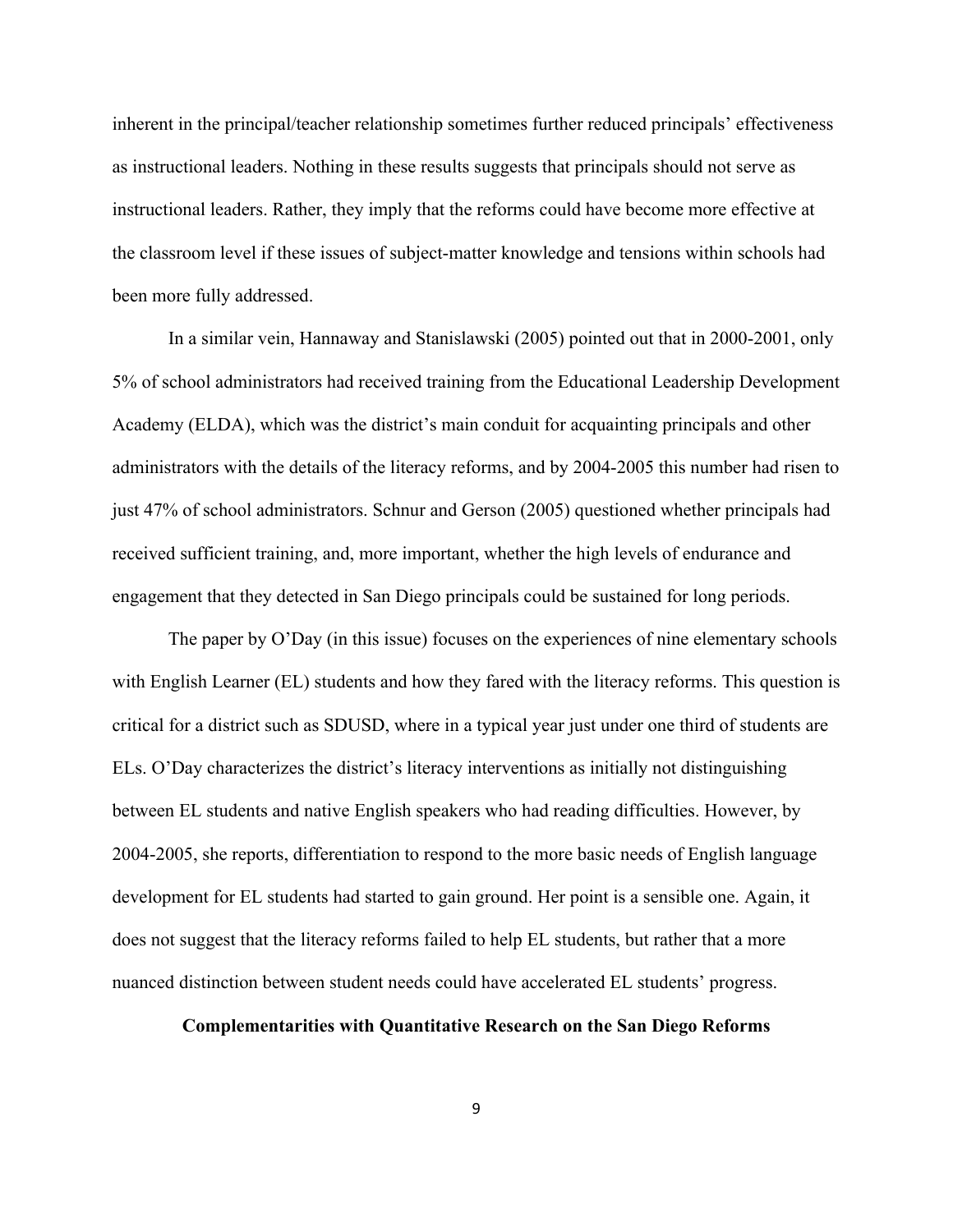inherent in the principal/teacher relationship sometimes further reduced principals' effectiveness as instructional leaders. Nothing in these results suggests that principals should not serve as instructional leaders. Rather, they imply that the reforms could have become more effective at the classroom level if these issues of subject-matter knowledge and tensions within schools had been more fully addressed.

In a similar vein, Hannaway and Stanislawski (2005) pointed out that in 2000-2001, only 5% of school administrators had received training from the Educational Leadership Development Academy (ELDA), which was the district's main conduit for acquainting principals and other administrators with the details of the literacy reforms, and by 2004-2005 this number had risen to just 47% of school administrators. Schnur and Gerson (2005) questioned whether principals had received sufficient training, and, more important, whether the high levels of endurance and engagement that they detected in San Diego principals could be sustained for long periods.

The paper by O'Day (in this issue) focuses on the experiences of nine elementary schools with English Learner (EL) students and how they fared with the literacy reforms. This question is critical for a district such as SDUSD, where in a typical year just under one third of students are ELs. O'Day characterizes the district's literacy interventions as initially not distinguishing between EL students and native English speakers who had reading difficulties. However, by 2004-2005, she reports, differentiation to respond to the more basic needs of English language development for EL students had started to gain ground. Her point is a sensible one. Again, it does not suggest that the literacy reforms failed to help EL students, but rather that a more nuanced distinction between student needs could have accelerated EL students' progress.

## Complementarities with Quantitative Research on the San Diego Reforms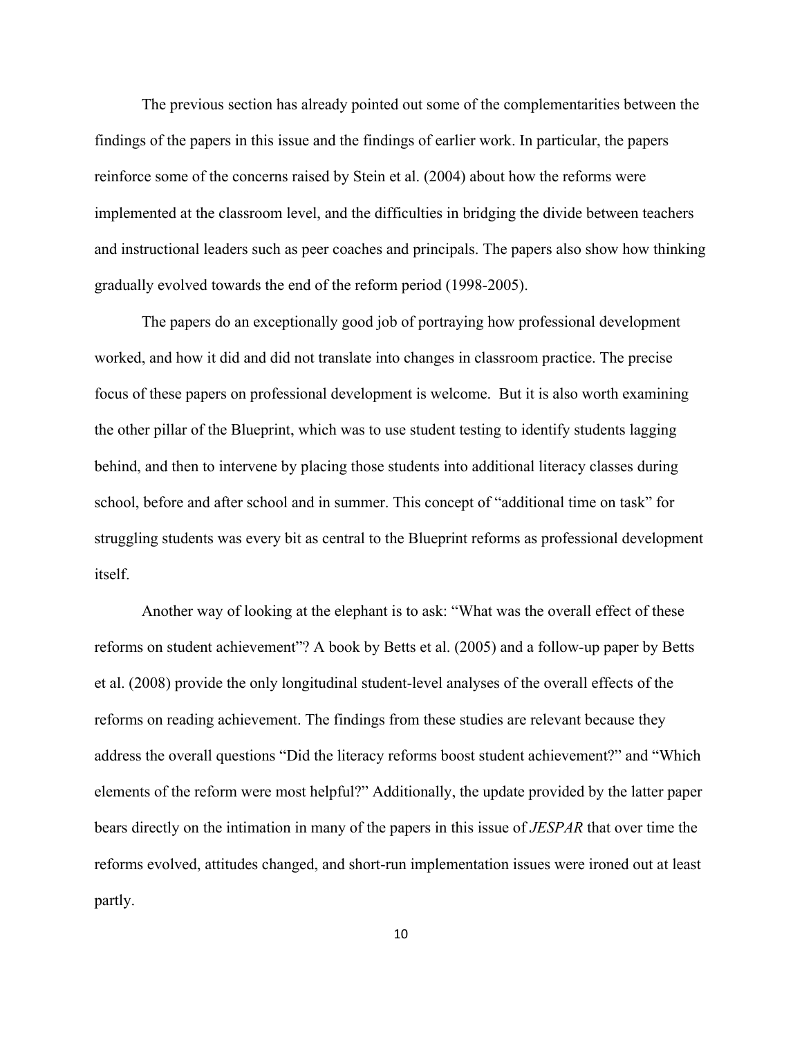The previous section has already pointed out some of the complementarities between the findings of the papers in this issue and the findings of earlier work. In particular, the papers reinforce some of the concerns raised by Stein et al. (2004) about how the reforms were implemented at the classroom level, and the difficulties in bridging the divide between teachers and instructional leaders such as peer coaches and principals. The papers also show how thinking gradually evolved towards the end of the reform period (1998-2005).

The papers do an exceptionally good job of portraying how professional development worked, and how it did and did not translate into changes in classroom practice. The precise focus of these papers on professional development is welcome. But it is also worth examining the other pillar of the Blueprint, which was to use student testing to identify students lagging behind, and then to intervene by placing those students into additional literacy classes during school, before and after school and in summer. This concept of "additional time on task" for struggling students was every bit as central to the Blueprint reforms as professional development itself.

Another way of looking at the elephant is to ask: "What was the overall effect of these reforms on student achievement"? A book by Betts et al. (2005) and a follow-up paper by Betts et al. (2008) provide the only longitudinal student-level analyses of the overall effects of the reforms on reading achievement. The findings from these studies are relevant because they address the overall questions "Did the literacy reforms boost student achievement?" and "Which elements of the reform were most helpful?" Additionally, the update provided by the latter paper bears directly on the intimation in many of the papers in this issue of *JESPAR* that over time the reforms evolved, attitudes changed, and short-run implementation issues were ironed out at least partly.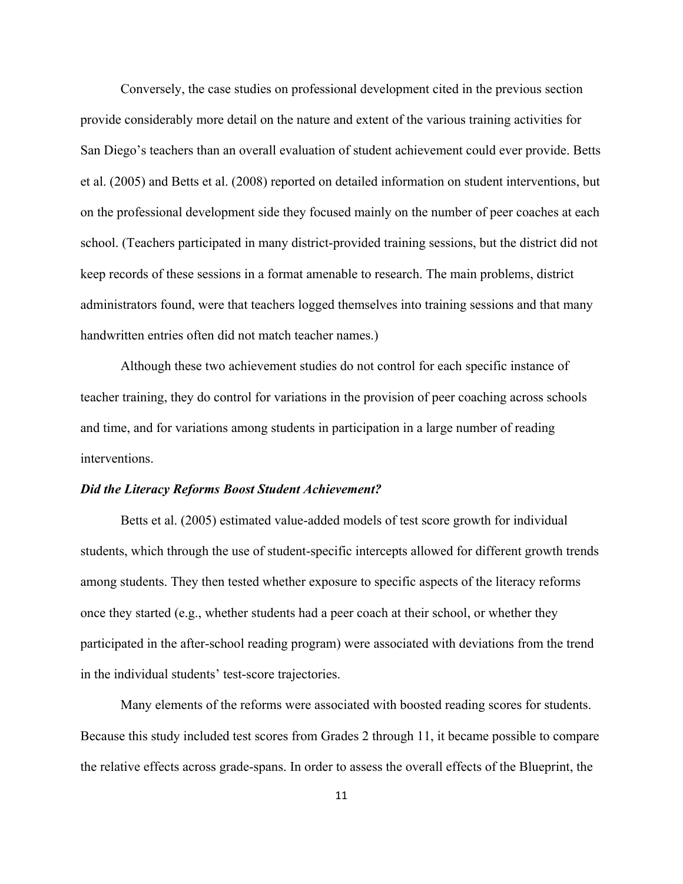Conversely, the case studies on professional development cited in the previous section provide considerably more detail on the nature and extent of the various training activities for San Diego's teachers than an overall evaluation of student achievement could ever provide. Betts et al. (2005) and Betts et al. (2008) reported on detailed information on student interventions, but on the professional development side they focused mainly on the number of peer coaches at each school. (Teachers participated in many district-provided training sessions, but the district did not keep records of these sessions in a format amenable to research. The main problems, district administrators found, were that teachers logged themselves into training sessions and that many handwritten entries often did not match teacher names.)

Although these two achievement studies do not control for each specific instance of teacher training, they do control for variations in the provision of peer coaching across schools and time, and for variations among students in participation in a large number of reading interventions.

### ***Did the Literacy Reforms Boost Student Achievement?***

Betts et al. (2005) estimated value-added models of test score growth for individual students, which through the use of student-specific intercepts allowed for different growth trends among students. They then tested whether exposure to specific aspects of the literacy reforms once they started (e.g., whether students had a peer coach at their school, or whether they participated in the after-school reading program) were associated with deviations from the trend in the individual students' test-score trajectories.

Many elements of the reforms were associated with boosted reading scores for students. Because this study included test scores from Grades 2 through 11, it became possible to compare the relative effects across grade-spans. In order to assess the overall effects of the Blueprint, the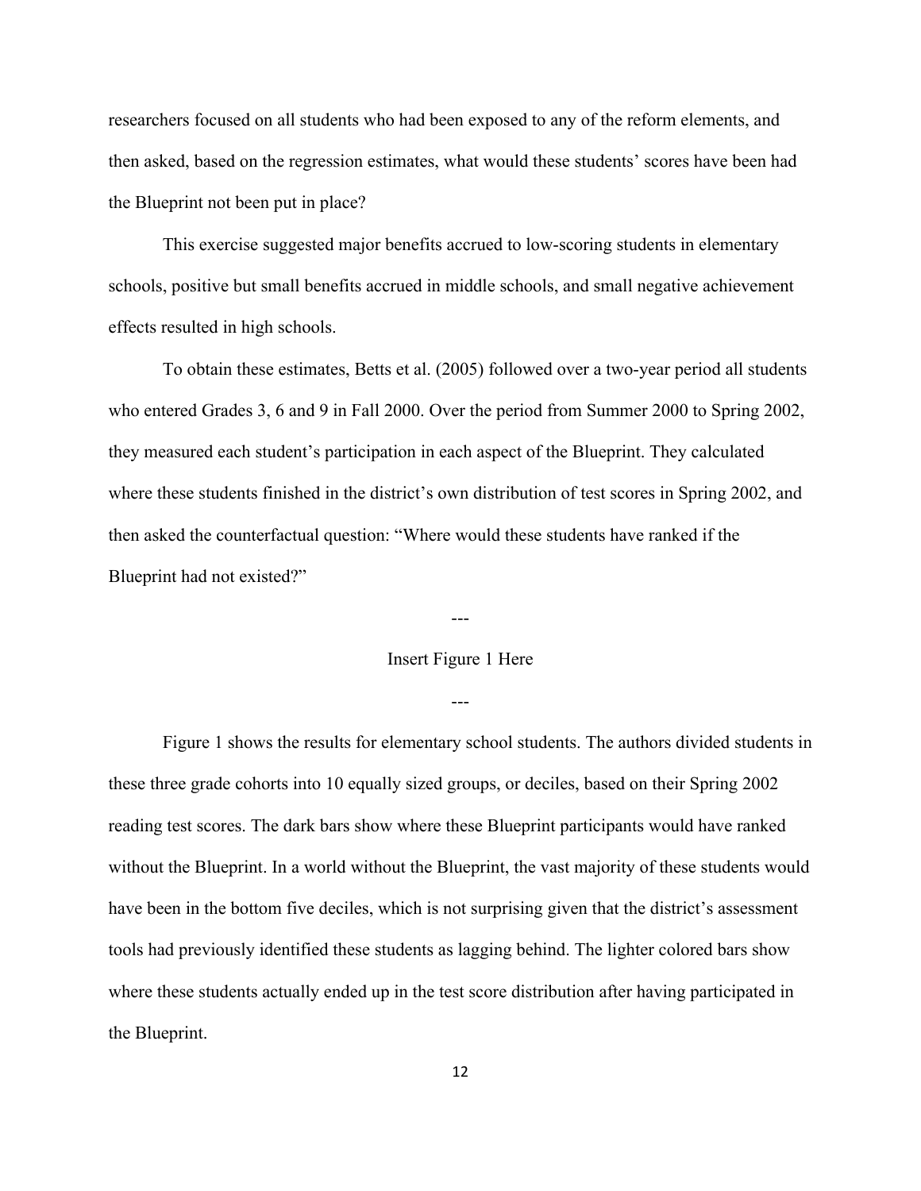researchers focused on all students who had been exposed to any of the reform elements, and then asked, based on the regression estimates, what would these students' scores have been had the Blueprint not been put in place?

This exercise suggested major benefits accrued to low-scoring students in elementary schools, positive but small benefits accrued in middle schools, and small negative achievement effects resulted in high schools.

To obtain these estimates, Betts et al. (2005) followed over a two-year period all students who entered Grades 3, 6 and 9 in Fall 2000. Over the period from Summer 2000 to Spring 2002, they measured each student's participation in each aspect of the Blueprint. They calculated where these students finished in the district's own distribution of test scores in Spring 2002, and then asked the counterfactual question: "Where would these students have ranked if the Blueprint had not existed?"

---

Insert Figure 1 Here

---

Figure 1 shows the results for elementary school students. The authors divided students in these three grade cohorts into 10 equally sized groups, or deciles, based on their Spring 2002 reading test scores. The dark bars show where these Blueprint participants would have ranked without the Blueprint. In a world without the Blueprint, the vast majority of these students would have been in the bottom five deciles, which is not surprising given that the district's assessment tools had previously identified these students as lagging behind. The lighter colored bars show where these students actually ended up in the test score distribution after having participated in the Blueprint.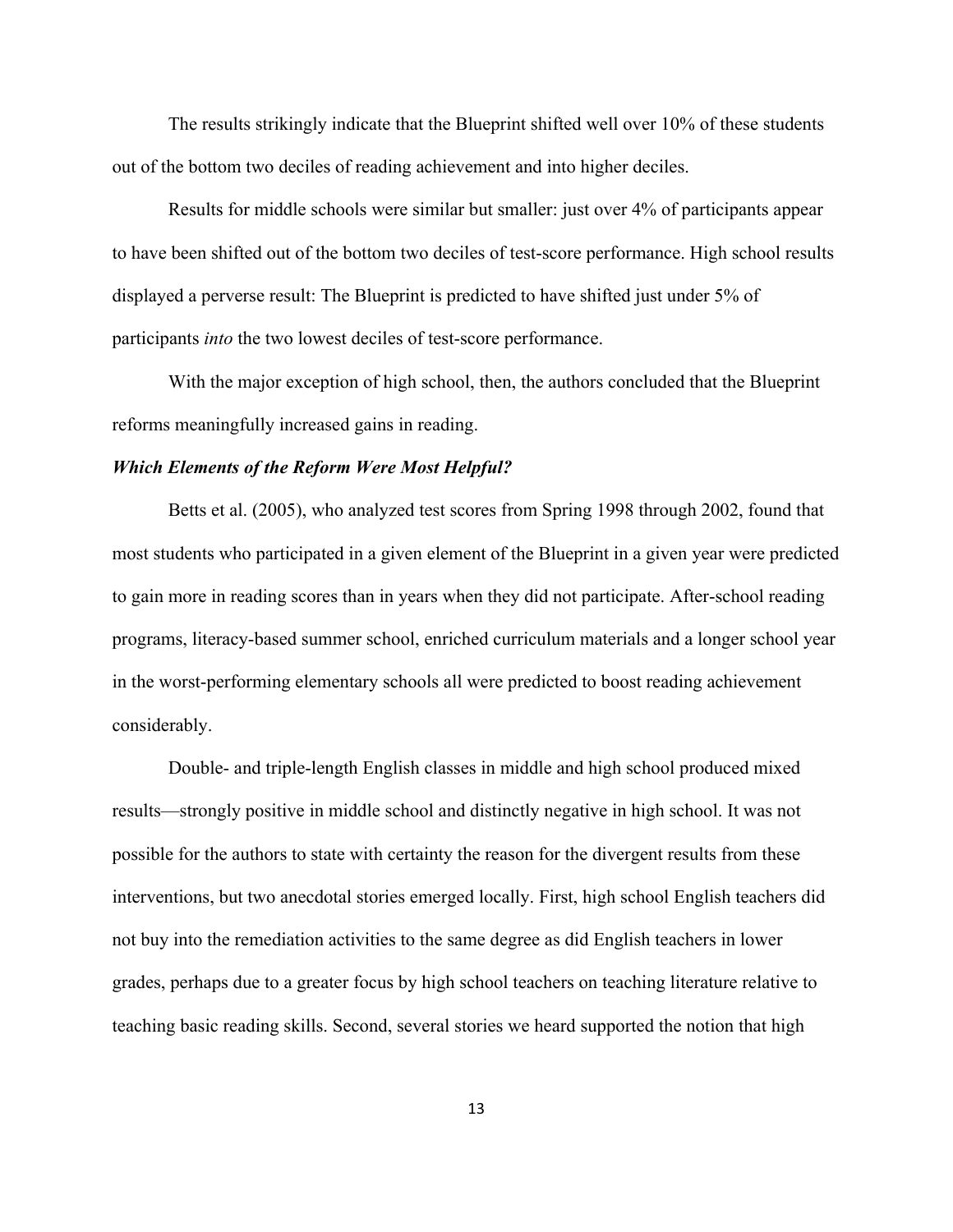The results strikingly indicate that the Blueprint shifted well over 10% of these students out of the bottom two deciles of reading achievement and into higher deciles.

Results for middle schools were similar but smaller: just over 4% of participants appear to have been shifted out of the bottom two deciles of test-score performance. High school results displayed a perverse result: The Blueprint is predicted to have shifted just under 5% of participants *into* the two lowest deciles of test-score performance.

With the major exception of high school, then, the authors concluded that the Blueprint reforms meaningfully increased gains in reading.

### *Which Elements of the Reform Were Most Helpful?*

Betts et al. (2005), who analyzed test scores from Spring 1998 through 2002, found that most students who participated in a given element of the Blueprint in a given year were predicted to gain more in reading scores than in years when they did not participate. After-school reading programs, literacy-based summer school, enriched curriculum materials and a longer school year in the worst-performing elementary schools all were predicted to boost reading achievement considerably.

Double- and triple-length English classes in middle and high school produced mixed results—strongly positive in middle school and distinctly negative in high school. It was not possible for the authors to state with certainty the reason for the divergent results from these interventions, but two anecdotal stories emerged locally. First, high school English teachers did not buy into the remediation activities to the same degree as did English teachers in lower grades, perhaps due to a greater focus by high school teachers on teaching literature relative to teaching basic reading skills. Second, several stories we heard supported the notion that high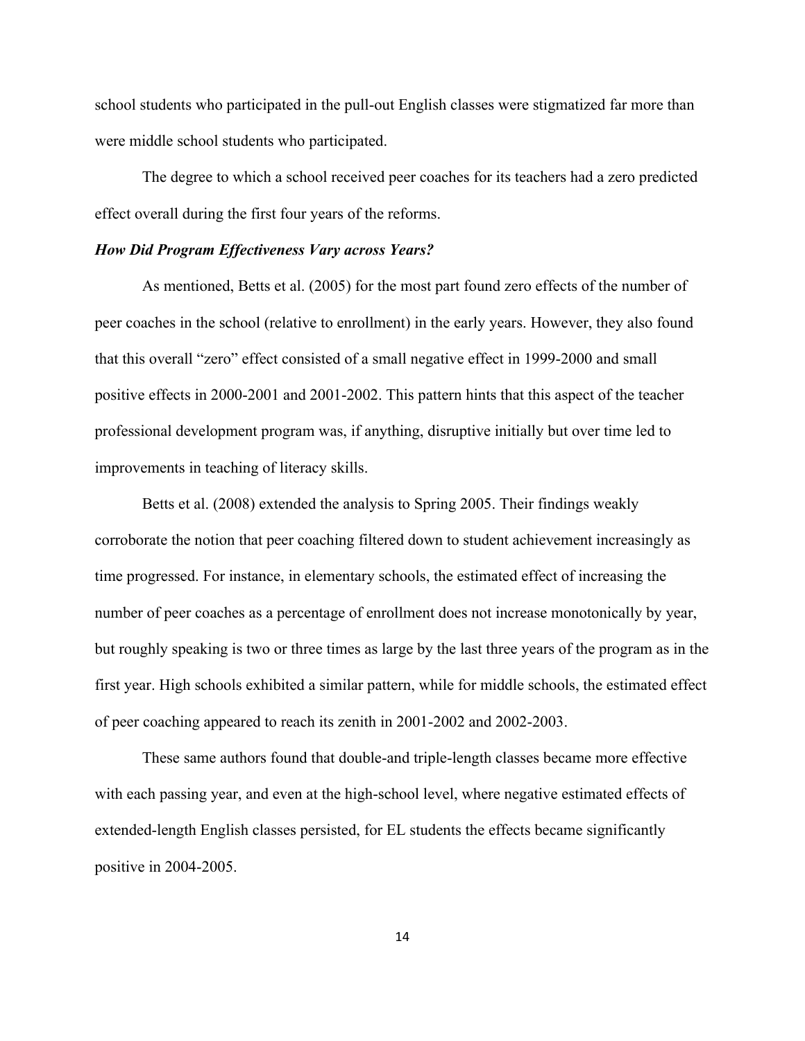school students who participated in the pull-out English classes were stigmatized far more than were middle school students who participated.

The degree to which a school received peer coaches for its teachers had a zero predicted effect overall during the first four years of the reforms.

### *How Did Program Effectiveness Vary across Years?*

As mentioned, Betts et al. (2005) for the most part found zero effects of the number of peer coaches in the school (relative to enrollment) in the early years. However, they also found that this overall "zero" effect consisted of a small negative effect in 1999-2000 and small positive effects in 2000-2001 and 2001-2002. This pattern hints that this aspect of the teacher professional development program was, if anything, disruptive initially but over time led to improvements in teaching of literacy skills.

Betts et al. (2008) extended the analysis to Spring 2005. Their findings weakly corroborate the notion that peer coaching filtered down to student achievement increasingly as time progressed. For instance, in elementary schools, the estimated effect of increasing the number of peer coaches as a percentage of enrollment does not increase monotonically by year, but roughly speaking is two or three times as large by the last three years of the program as in the first year. High schools exhibited a similar pattern, while for middle schools, the estimated effect of peer coaching appeared to reach its zenith in 2001-2002 and 2002-2003.

These same authors found that double-and triple-length classes became more effective with each passing year, and even at the high-school level, where negative estimated effects of extended-length English classes persisted, for EL students the effects became significantly positive in 2004-2005.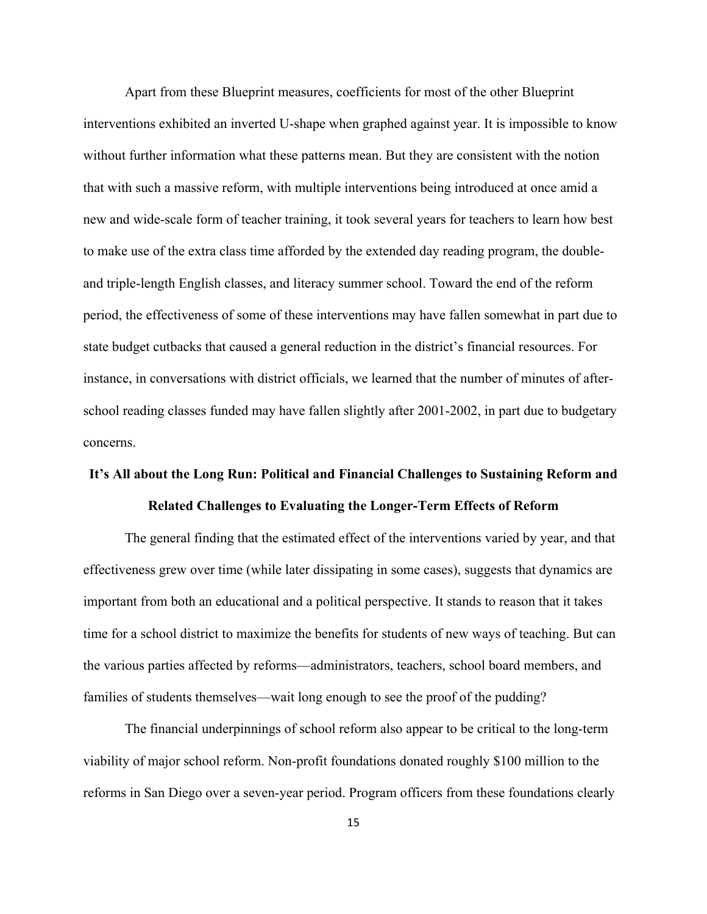Apart from these Blueprint measures, coefficients for most of the other Blueprint interventions exhibited an inverted U-shape when graphed against year. It is impossible to know without further information what these patterns mean. But they are consistent with the notion that with such a massive reform, with multiple interventions being introduced at once amid a new and wide-scale form of teacher training, it took several years for teachers to learn how best to make use of the extra class time afforded by the extended day reading program, the double- and triple-length English classes, and literacy summer school. Toward the end of the reform period, the effectiveness of some of these interventions may have fallen somewhat in part due to state budget cutbacks that caused a general reduction in the district's financial resources. For instance, in conversations with district officials, we learned that the number of minutes of after-school reading classes funded may have fallen slightly after 2001-2002, in part due to budgetary concerns.

## It's All about the Long Run: Political and Financial Challenges to Sustaining Reform and Related Challenges to Evaluating the Longer-Term Effects of Reform

The general finding that the estimated effect of the interventions varied by year, and that effectiveness grew over time (while later dissipating in some cases), suggests that dynamics are important from both an educational and a political perspective. It stands to reason that it takes time for a school district to maximize the benefits for students of new ways of teaching. But can the various parties affected by reforms—administrators, teachers, school board members, and families of students themselves—wait long enough to see the proof of the pudding?

The financial underpinnings of school reform also appear to be critical to the long-term viability of major school reform. Non-profit foundations donated roughly $100 million to the reforms in San Diego over a seven-year period. Program officers from these foundations clearly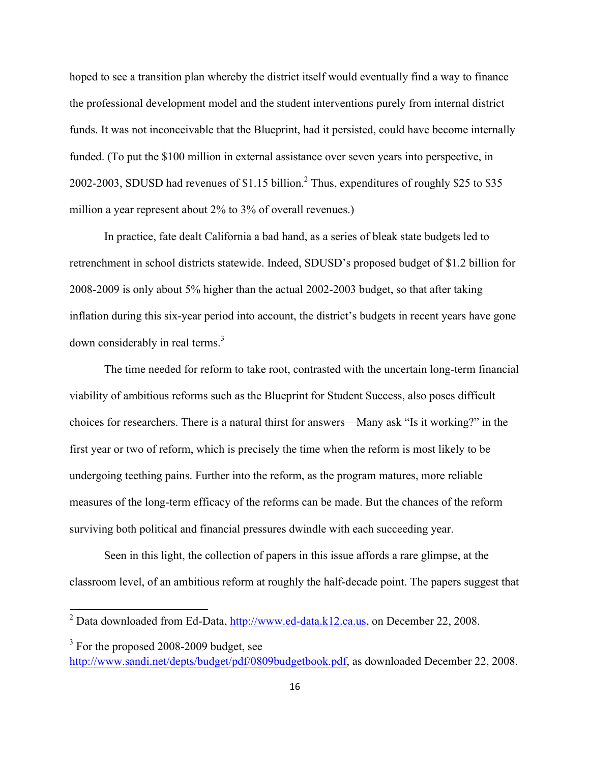hoped to see a transition plan whereby the district itself would eventually find a way to finance the professional development model and the student interventions purely from internal district funds. It was not inconceivable that the Blueprint, had it persisted, could have become internally funded. (To put the $100 million in external assistance over seven years into perspective, in 2002-2003, SDUSD had revenues of $1.15 billion.[2] Thus, expenditures of roughly $25 to $35 million a year represent about 2% to 3% of overall revenues.)

In practice, fate dealt California a bad hand, as a series of bleak state budgets led to retrenchment in school districts statewide. Indeed, SDUSD's proposed budget of $1.2 billion for 2008-2009 is only about 5% higher than the actual 2002-2003 budget, so that after taking inflation during this six-year period into account, the district's budgets in recent years have gone down considerably in real terms.[3]

The time needed for reform to take root, contrasted with the uncertain long-term financial viability of ambitious reforms such as the Blueprint for Student Success, also poses difficult choices for researchers. There is a natural thirst for answers—Many ask "Is it working?" in the first year or two of reform, which is precisely the time when the reform is most likely to be undergoing teething pains. Further into the reform, as the program matures, more reliable measures of the long-term efficacy of the reforms can be made. But the chances of the reform surviving both political and financial pressures dwindle with each succeeding year.

Seen in this light, the collection of papers in this issue affords a rare glimpse, at the classroom level, of an ambitious reform at roughly the half-decade point. The papers suggest that

---

[2] Data downloaded from Ed-Data, http://www.ed-data.k12.ca.us, on December 22, 2008.

[3] For the proposed 2008-2009 budget, see http://www.sandi.net/depts/budget/pdf/0809budgetbook.pdf, as downloaded December 22, 2008.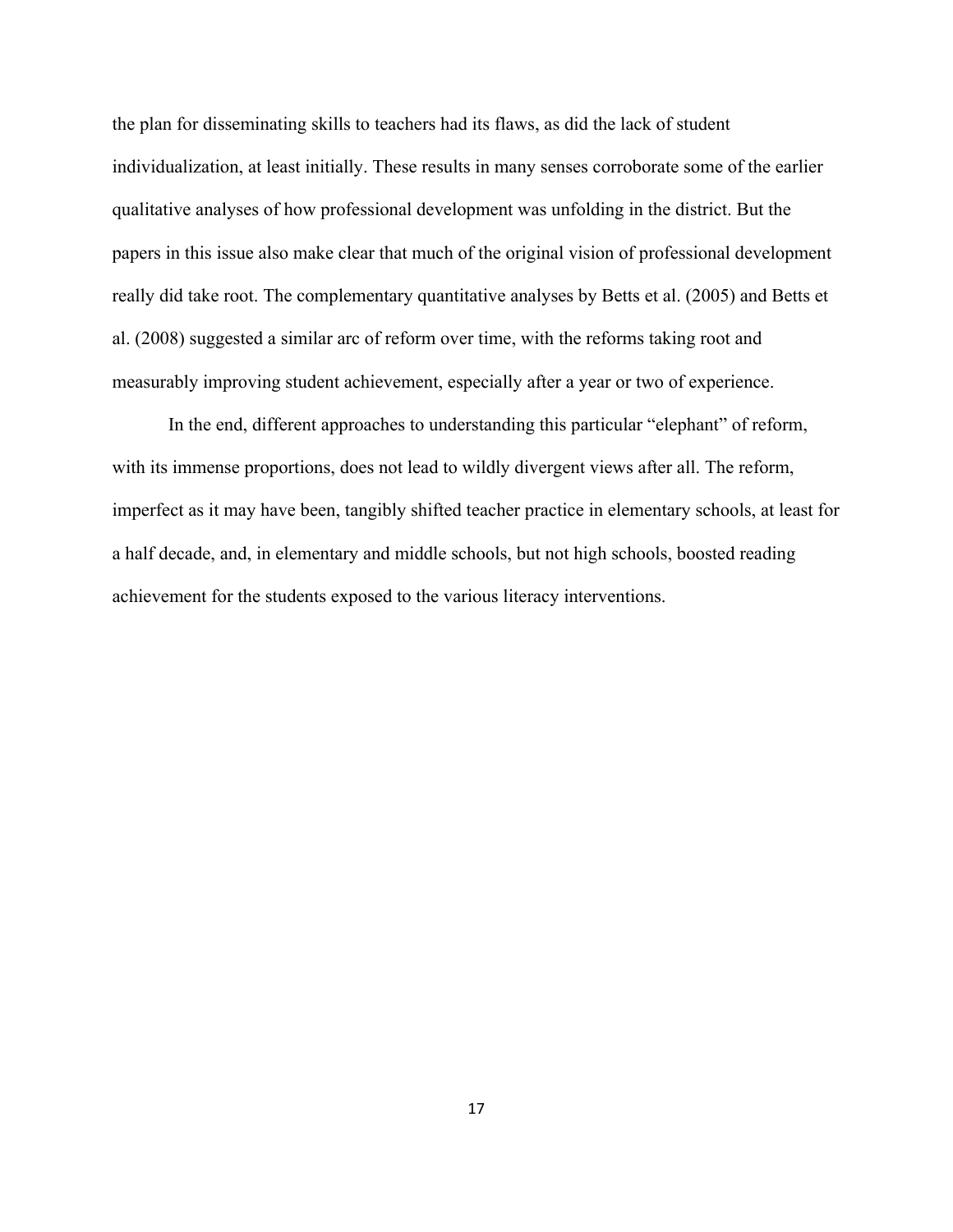the plan for disseminating skills to teachers had its flaws, as did the lack of student individualization, at least initially. These results in many senses corroborate some of the earlier qualitative analyses of how professional development was unfolding in the district. But the papers in this issue also make clear that much of the original vision of professional development really did take root. The complementary quantitative analyses by Betts et al. (2005) and Betts et al. (2008) suggested a similar arc of reform over time, with the reforms taking root and measurably improving student achievement, especially after a year or two of experience.

In the end, different approaches to understanding this particular "elephant" of reform, with its immense proportions, does not lead to wildly divergent views after all. The reform, imperfect as it may have been, tangibly shifted teacher practice in elementary schools, at least for a half decade, and, in elementary and middle schools, but not high schools, boosted reading achievement for the students exposed to the various literacy interventions.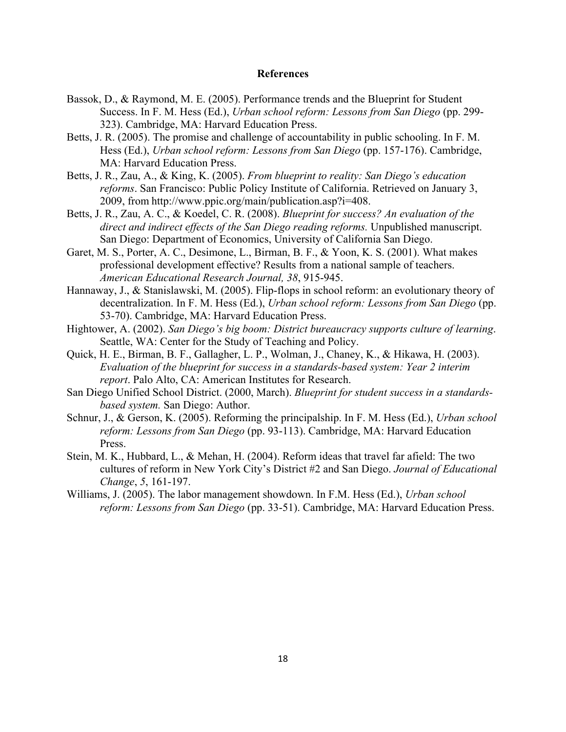## References

Bassok, D., & Raymond, M. E. (2005). Performance trends and the Blueprint for Student Success. In F. M. Hess (Ed.), *Urban school reform: Lessons from San Diego* (pp. 299-323). Cambridge, MA: Harvard Education Press.

Betts, J. R. (2005). The promise and challenge of accountability in public schooling. In F. M. Hess (Ed.), *Urban school reform: Lessons from San Diego* (pp. 157-176). Cambridge, MA: Harvard Education Press.

Betts, J. R., Zau, A., & King, K. (2005). *From blueprint to reality: San Diego's education reforms*. San Francisco: Public Policy Institute of California. Retrieved on January 3, 2009, from http://www.ppic.org/main/publication.asp?i=408.

Betts, J. R., Zau, A. C., & Koedel, C. R. (2008). *Blueprint for success? An evaluation of the direct and indirect effects of the San Diego reading reforms.* Unpublished manuscript. San Diego: Department of Economics, University of California San Diego.

Garet, M. S., Porter, A. C., Desimone, L., Birman, B. F., & Yoon, K. S. (2001). What makes professional development effective? Results from a national sample of teachers. *American Educational Research Journal, 38*, 915-945.

Hannaway, J., & Stanislawski, M. (2005). Flip-flops in school reform: an evolutionary theory of decentralization. In F. M. Hess (Ed.), *Urban school reform: Lessons from San Diego* (pp. 53-70). Cambridge, MA: Harvard Education Press.

Hightower, A. (2002). *San Diego's big boom: District bureaucracy supports culture of learning*. Seattle, WA: Center for the Study of Teaching and Policy.

Quick, H. E., Birman, B. F., Gallagher, L. P., Wolman, J., Chaney, K., & Hikawa, H. (2003). *Evaluation of the blueprint for success in a standards-based system: Year 2 interim report*. Palo Alto, CA: American Institutes for Research.

San Diego Unified School District. (2000, March). *Blueprint for student success in a standards-based system.* San Diego: Author.

Schnur, J., & Gerson, K. (2005). Reforming the principalship. In F. M. Hess (Ed.), *Urban school reform: Lessons from San Diego* (pp. 93-113). Cambridge, MA: Harvard Education Press.

Stein, M. K., Hubbard, L., & Mehan, H. (2004). Reform ideas that travel far afield: The two cultures of reform in New York City's District #2 and San Diego. *Journal of Educational Change*, *5*, 161-197.

Williams, J. (2005). The labor management showdown. In F.M. Hess (Ed.), *Urban school reform: Lessons from San Diego* (pp. 33-51). Cambridge, MA: Harvard Education Press.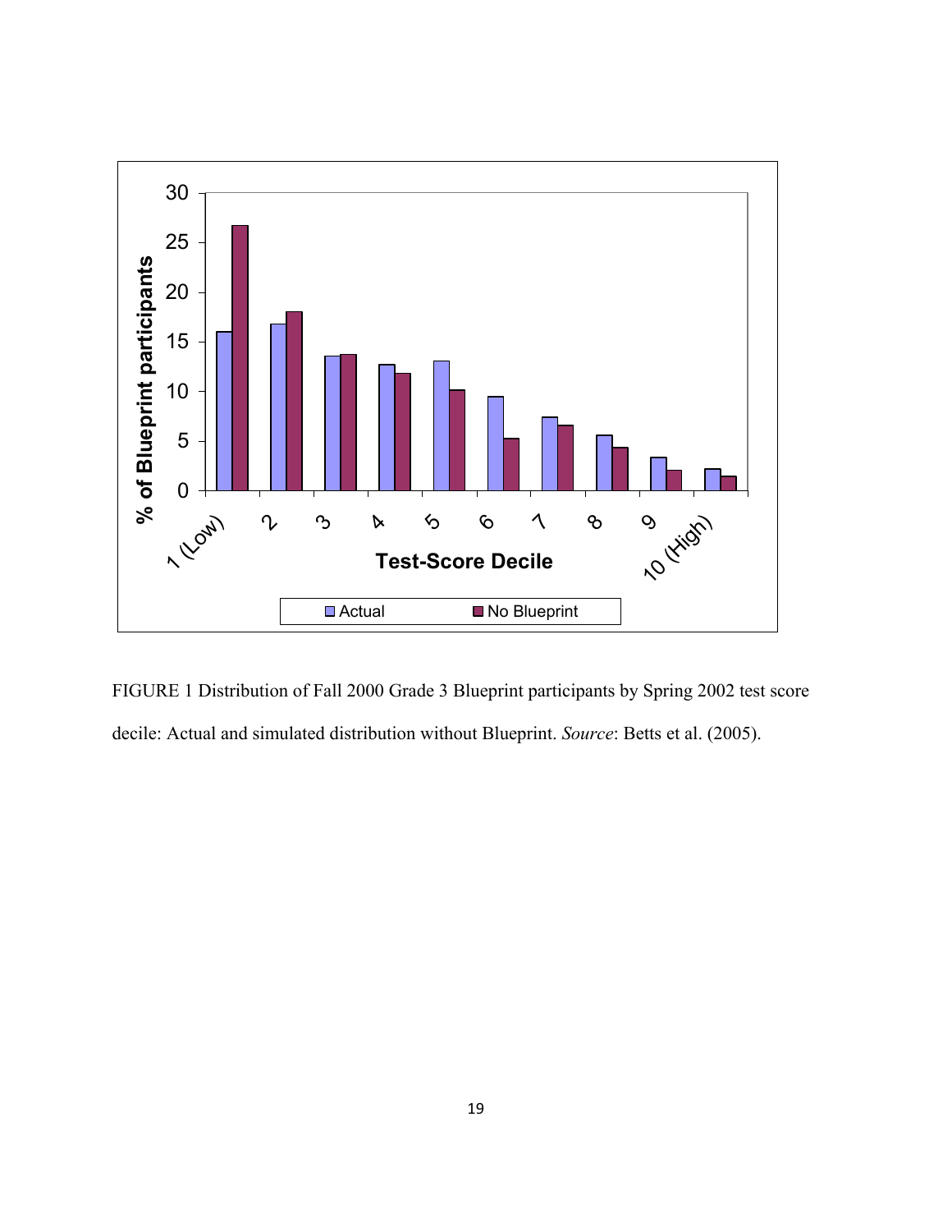% of Blueprint participants

30

25

20

15

10

5

0

1 (Low)

2

3

4

5

6

7

8

9

10 (High)

Test-Score Decile

Actual

No Blueprint

FIGURE 1 Distribution of Fall 2000 Grade 3 Blueprint participants by Spring 2002 test score decile: Actual and simulated distribution without Blueprint. *Source*: Betts et al. (2005).